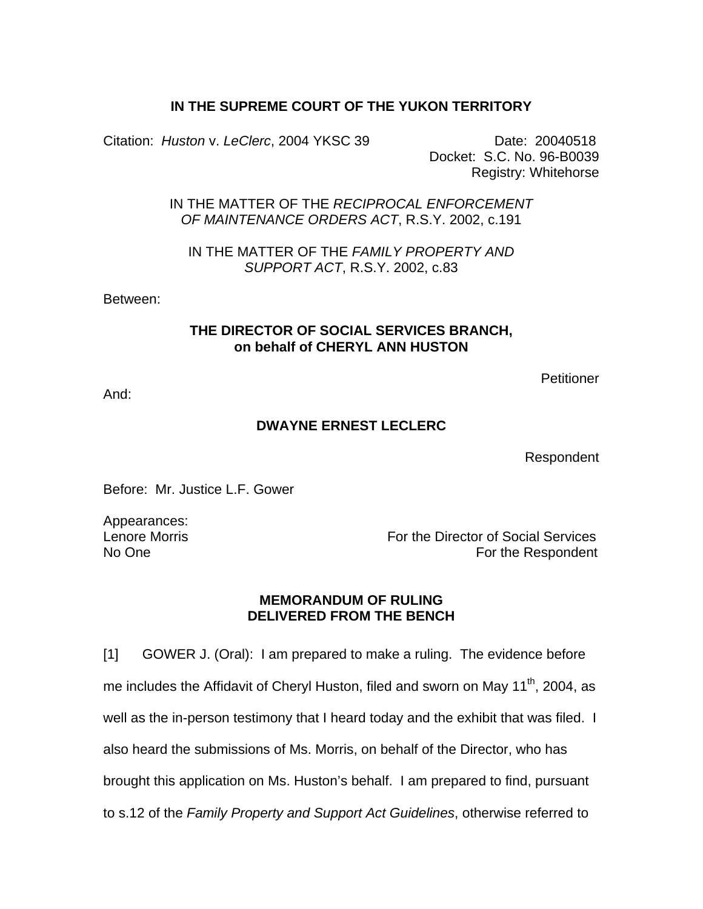**IN THE SUPREME COURT OF THE YUKON TERRITORY**

Citation: *Huston* v. *LeClerc*, 2004 YKSC 39

Date: 20040518
Docket: S.C. No. 96-B0039
Registry: Whitehorse

IN THE MATTER OF THE *RECIPROCAL ENFORCEMENT OF MAINTENANCE ORDERS ACT*, R.S.Y. 2002, c.191

IN THE MATTER OF THE *FAMILY PROPERTY AND SUPPORT ACT*, R.S.Y. 2002, c.83

Between:

**THE DIRECTOR OF SOCIAL SERVICES BRANCH, on behalf of CHERYL ANN HUSTON**

Petitioner

And:

**DWAYNE ERNEST LECLERC**

Respondent

Before: Mr. Justice L.F. Gower

Appearances:
Lenore Morris — For the Director of Social Services
No One — For the Respondent

**MEMORANDUM OF RULING DELIVERED FROM THE BENCH**

[1] GOWER J. (Oral): I am prepared to make a ruling. The evidence before me includes the Affidavit of Cheryl Huston, filed and sworn on May 11th, 2004, as well as the in-person testimony that I heard today and the exhibit that was filed. I also heard the submissions of Ms. Morris, on behalf of the Director, who has brought this application on Ms. Huston's behalf. I am prepared to find, pursuant to s.12 of the *Family Property and Support Act Guidelines*, otherwise referred to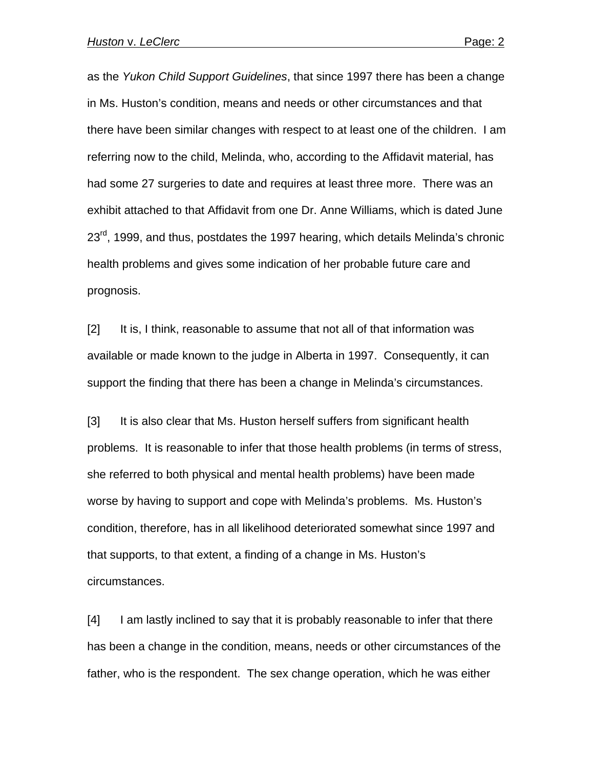as the *Yukon Child Support Guidelines*, that since 1997 there has been a change in Ms. Huston's condition, means and needs or other circumstances and that there have been similar changes with respect to at least one of the children. I am referring now to the child, Melinda, who, according to the Affidavit material, has had some 27 surgeries to date and requires at least three more. There was an exhibit attached to that Affidavit from one Dr. Anne Williams, which is dated June 23rd, 1999, and thus, postdates the 1997 hearing, which details Melinda's chronic health problems and gives some indication of her probable future care and prognosis.

[2] It is, I think, reasonable to assume that not all of that information was available or made known to the judge in Alberta in 1997. Consequently, it can support the finding that there has been a change in Melinda's circumstances.

[3] It is also clear that Ms. Huston herself suffers from significant health problems. It is reasonable to infer that those health problems (in terms of stress, she referred to both physical and mental health problems) have been made worse by having to support and cope with Melinda's problems. Ms. Huston's condition, therefore, has in all likelihood deteriorated somewhat since 1997 and that supports, to that extent, a finding of a change in Ms. Huston's circumstances.

[4] I am lastly inclined to say that it is probably reasonable to infer that there has been a change in the condition, means, needs or other circumstances of the father, who is the respondent. The sex change operation, which he was either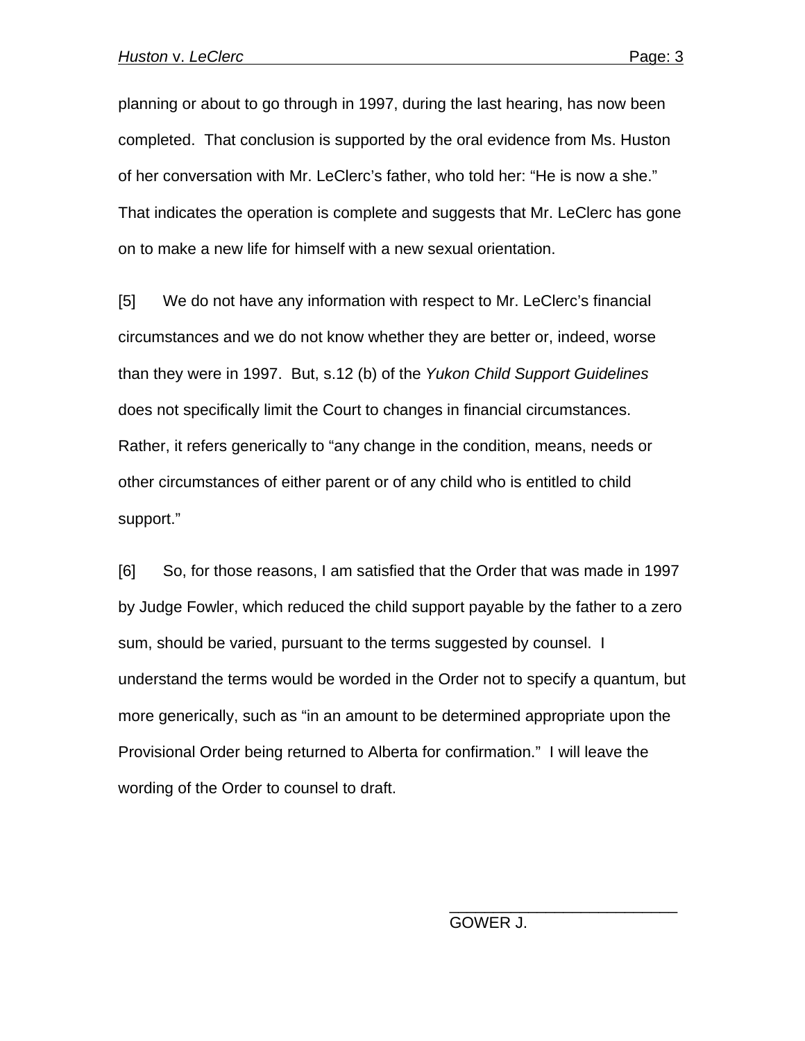planning or about to go through in 1997, during the last hearing, has now been completed. That conclusion is supported by the oral evidence from Ms. Huston of her conversation with Mr. LeClerc's father, who told her: "He is now a she." That indicates the operation is complete and suggests that Mr. LeClerc has gone on to make a new life for himself with a new sexual orientation.

[5] We do not have any information with respect to Mr. LeClerc's financial circumstances and we do not know whether they are better or, indeed, worse than they were in 1997. But, s.12 (b) of the *Yukon Child Support Guidelines* does not specifically limit the Court to changes in financial circumstances. Rather, it refers generically to "any change in the condition, means, needs or other circumstances of either parent or of any child who is entitled to child support."

[6] So, for those reasons, I am satisfied that the Order that was made in 1997 by Judge Fowler, which reduced the child support payable by the father to a zero sum, should be varied, pursuant to the terms suggested by counsel. I understand the terms would be worded in the Order not to specify a quantum, but more generically, such as "in an amount to be determined appropriate upon the Provisional Order being returned to Alberta for confirmation." I will leave the wording of the Order to counsel to draft.

___________________________
GOWER J.